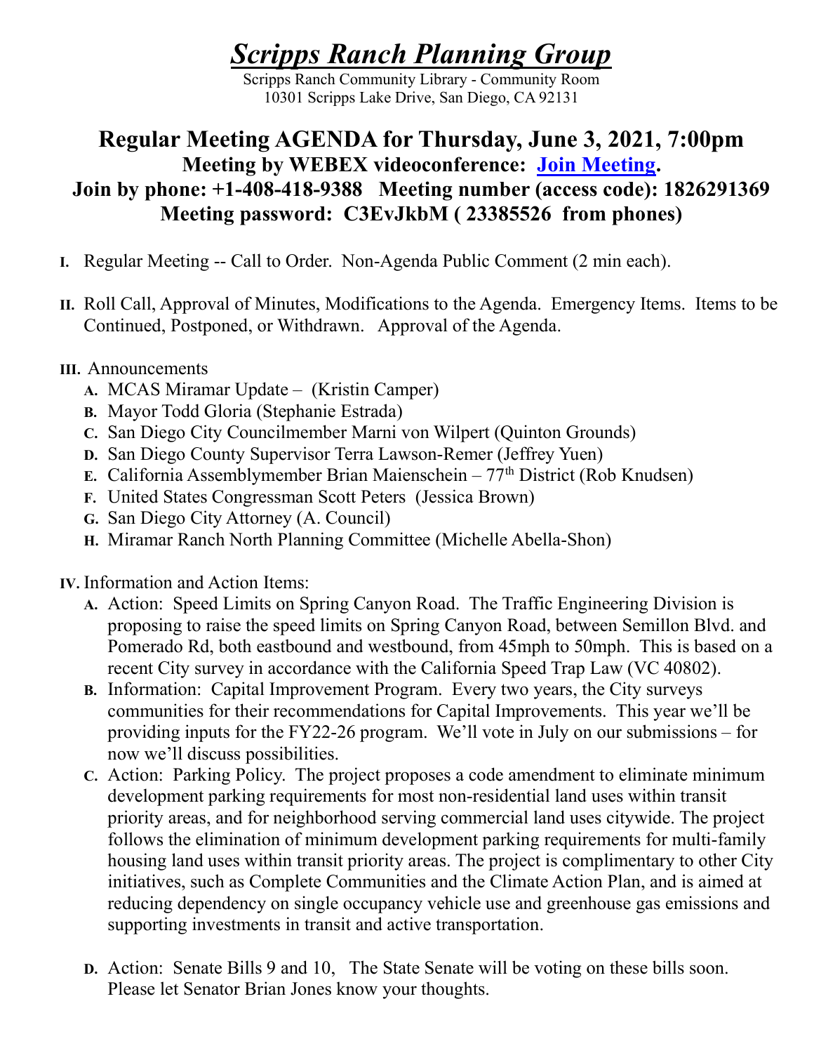# *Scripps Ranch Planning Group*

Scripps Ranch Community Library - Community Room
10301 Scripps Lake Drive, San Diego, CA 92131

## Regular Meeting AGENDA for Thursday, June 3, 2021, 7:00pm

**Meeting by WEBEX videoconference: [Join Meeting](#).**
**Join by phone: +1-408-418-9388 Meeting number (access code): 1826291369**
**Meeting password: C3EvJkbM ( 23385526 from phones)**

**I.** Regular Meeting -- Call to Order. Non-Agenda Public Comment (2 min each).

**II.** Roll Call, Approval of Minutes, Modifications to the Agenda. Emergency Items. Items to be Continued, Postponed, or Withdrawn. Approval of the Agenda.

**III.** Announcements

- **A.** MCAS Miramar Update – (Kristin Camper)
- **B.** Mayor Todd Gloria (Stephanie Estrada)
- **C.** San Diego City Councilmember Marni von Wilpert (Quinton Grounds)
- **D.** San Diego County Supervisor Terra Lawson-Remer (Jeffrey Yuen)
- **E.** California Assemblymember Brian Maienschein – 77th District (Rob Knudsen)
- **F.** United States Congressman Scott Peters (Jessica Brown)
- **G.** San Diego City Attorney (A. Council)
- **H.** Miramar Ranch North Planning Committee (Michelle Abella-Shon)

**IV.** Information and Action Items:

- **A.** Action: Speed Limits on Spring Canyon Road. The Traffic Engineering Division is proposing to raise the speed limits on Spring Canyon Road, between Semillon Blvd. and Pomerado Rd, both eastbound and westbound, from 45mph to 50mph. This is based on a recent City survey in accordance with the California Speed Trap Law (VC 40802).
- **B.** Information: Capital Improvement Program. Every two years, the City surveys communities for their recommendations for Capital Improvements. This year we'll be providing inputs for the FY22-26 program. We'll vote in July on our submissions – for now we'll discuss possibilities.
- **C.** Action: Parking Policy. The project proposes a code amendment to eliminate minimum development parking requirements for most non-residential land uses within transit priority areas, and for neighborhood serving commercial land uses citywide. The project follows the elimination of minimum development parking requirements for multi-family housing land uses within transit priority areas. The project is complimentary to other City initiatives, such as Complete Communities and the Climate Action Plan, and is aimed at reducing dependency on single occupancy vehicle use and greenhouse gas emissions and supporting investments in transit and active transportation.
- **D.** Action: Senate Bills 9 and 10, The State Senate will be voting on these bills soon. Please let Senator Brian Jones know your thoughts.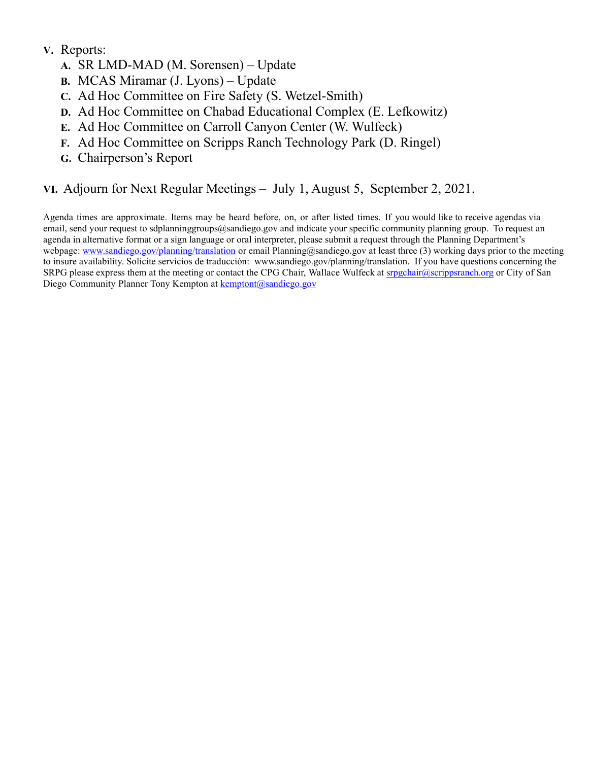**V.** Reports:

**A.** SR LMD-MAD (M. Sorensen) – Update

**B.** MCAS Miramar (J. Lyons) – Update

**C.** Ad Hoc Committee on Fire Safety (S. Wetzel-Smith)

**D.** Ad Hoc Committee on Chabad Educational Complex (E. Lefkowitz)

**E.** Ad Hoc Committee on Carroll Canyon Center (W. Wulfeck)

**F.** Ad Hoc Committee on Scripps Ranch Technology Park (D. Ringel)

**G.** Chairperson's Report

**VI.** Adjourn for Next Regular Meetings – July 1, August 5, September 2, 2021.

Agenda times are approximate. Items may be heard before, on, or after listed times. If you would like to receive agendas via email, send your request to sdplanninggroups@sandiego.gov and indicate your specific community planning group. To request an agenda in alternative format or a sign language or oral interpreter, please submit a request through the Planning Department's webpage: [www.sandiego.gov/planning/translation](www.sandiego.gov/planning/translation) or email Planning@sandiego.gov at least three (3) working days prior to the meeting to insure availability. Solicite servicios de traducción: www.sandiego.gov/planning/translation. If you have questions concerning the SRPG please express them at the meeting or contact the CPG Chair, Wallace Wulfeck at [srpgchair@scrippsranch.org](mailto:srpgchair@scrippsranch.org) or City of San Diego Community Planner Tony Kempton at [kemptont@sandiego.gov](mailto:kemptont@sandiego.gov)